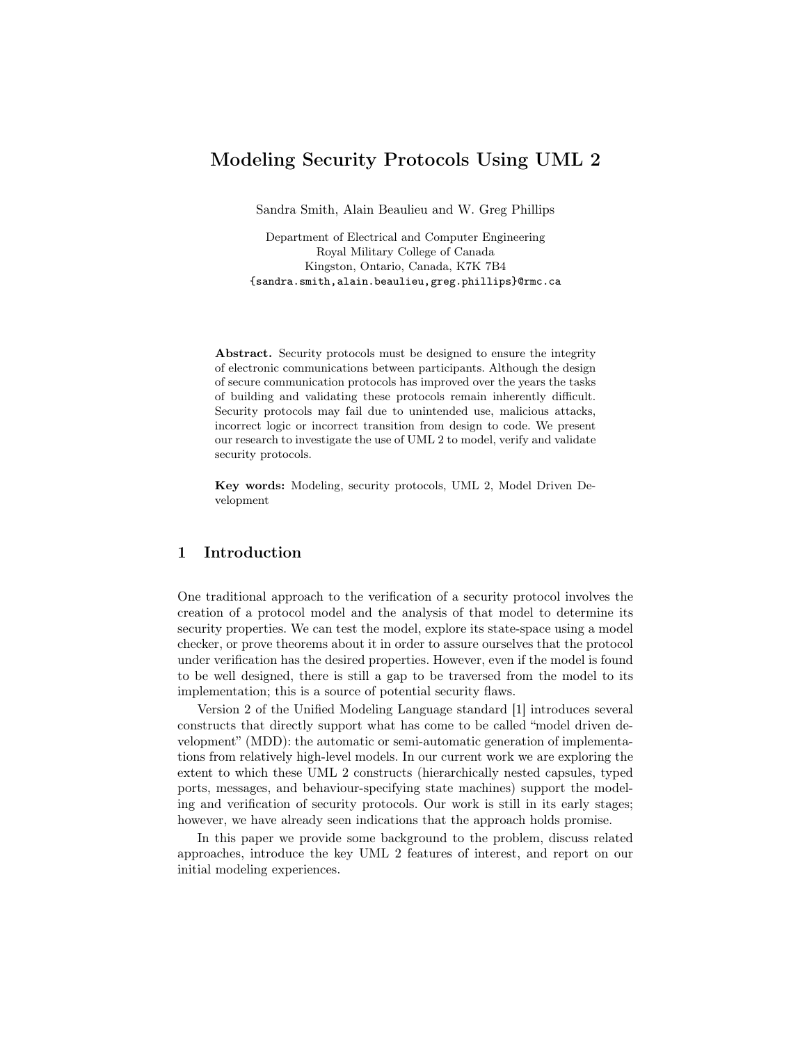# Modeling Security Protocols Using UML 2

Sandra Smith, Alain Beaulieu and W. Greg Phillips

Department of Electrical and Computer Engineering
Royal Military College of Canada
Kingston, Ontario, Canada, K7K 7B4
{sandra.smith,alain.beaulieu,greg.phillips}@rmc.ca

**Abstract.** Security protocols must be designed to ensure the integrity of electronic communications between participants. Although the design of secure communication protocols has improved over the years the tasks of building and validating these protocols remain inherently difficult. Security protocols may fail due to unintended use, malicious attacks, incorrect logic or incorrect transition from design to code. We present our research to investigate the use of UML 2 to model, verify and validate security protocols.

**Key words:** Modeling, security protocols, UML 2, Model Driven Development

## 1 Introduction

One traditional approach to the verification of a security protocol involves the creation of a protocol model and the analysis of that model to determine its security properties. We can test the model, explore its state-space using a model checker, or prove theorems about it in order to assure ourselves that the protocol under verification has the desired properties. However, even if the model is found to be well designed, there is still a gap to be traversed from the model to its implementation; this is a source of potential security flaws.

Version 2 of the Unified Modeling Language standard [1] introduces several constructs that directly support what has come to be called "model driven development" (MDD): the automatic or semi-automatic generation of implementations from relatively high-level models. In our current work we are exploring the extent to which these UML 2 constructs (hierarchically nested capsules, typed ports, messages, and behaviour-specifying state machines) support the modeling and verification of security protocols. Our work is still in its early stages; however, we have already seen indications that the approach holds promise.

In this paper we provide some background to the problem, discuss related approaches, introduce the key UML 2 features of interest, and report on our initial modeling experiences.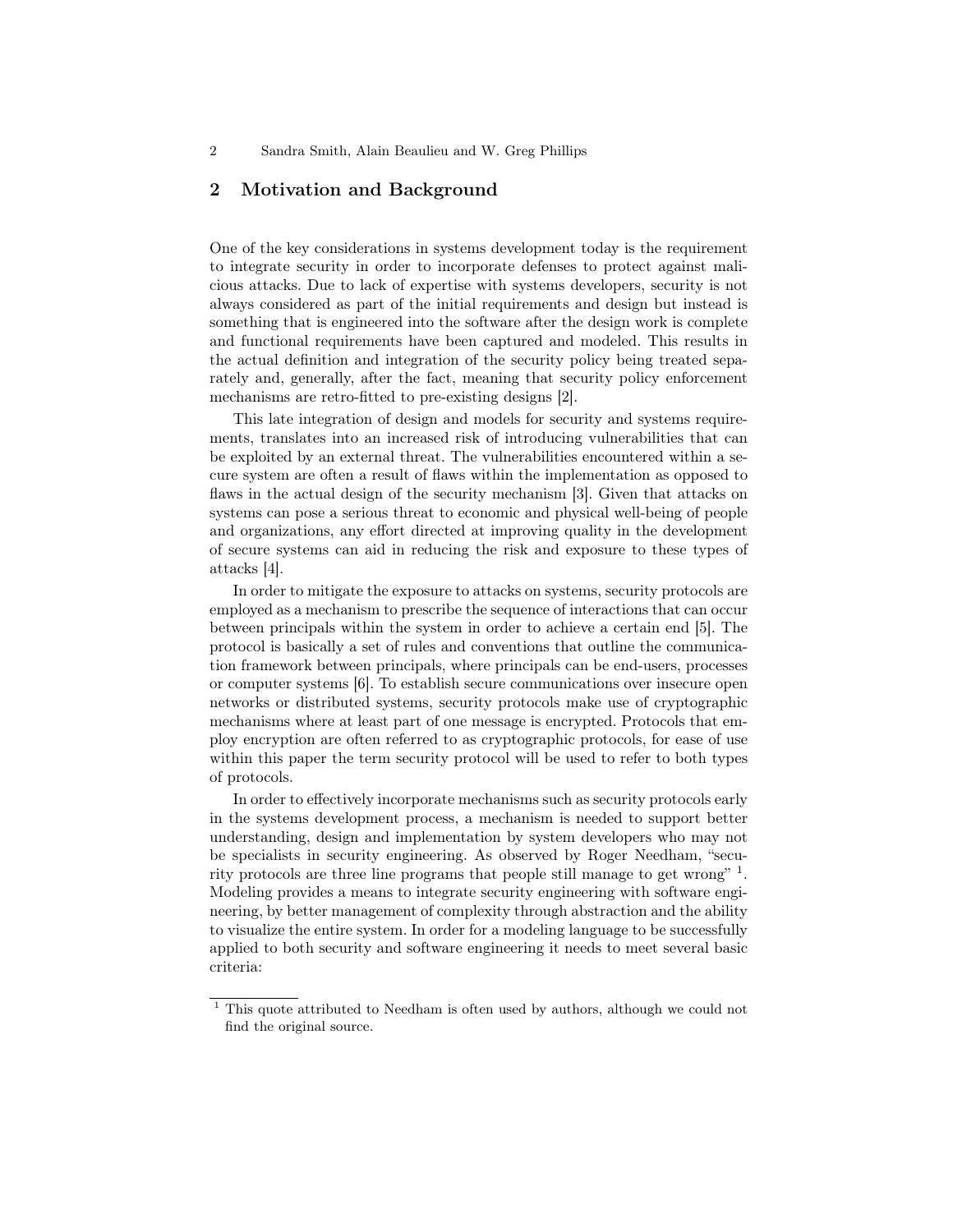## 2 Motivation and Background

One of the key considerations in systems development today is the requirement to integrate security in order to incorporate defenses to protect against malicious attacks. Due to lack of expertise with systems developers, security is not always considered as part of the initial requirements and design but instead is something that is engineered into the software after the design work is complete and functional requirements have been captured and modeled. This results in the actual definition and integration of the security policy being treated separately and, generally, after the fact, meaning that security policy enforcement mechanisms are retro-fitted to pre-existing designs [2].

This late integration of design and models for security and systems requirements, translates into an increased risk of introducing vulnerabilities that can be exploited by an external threat. The vulnerabilities encountered within a secure system are often a result of flaws within the implementation as opposed to flaws in the actual design of the security mechanism [3]. Given that attacks on systems can pose a serious threat to economic and physical well-being of people and organizations, any effort directed at improving quality in the development of secure systems can aid in reducing the risk and exposure to these types of attacks [4].

In order to mitigate the exposure to attacks on systems, security protocols are employed as a mechanism to prescribe the sequence of interactions that can occur between principals within the system in order to achieve a certain end [5]. The protocol is basically a set of rules and conventions that outline the communication framework between principals, where principals can be end-users, processes or computer systems [6]. To establish secure communications over insecure open networks or distributed systems, security protocols make use of cryptographic mechanisms where at least part of one message is encrypted. Protocols that employ encryption are often referred to as cryptographic protocols, for ease of use within this paper the term security protocol will be used to refer to both types of protocols.

In order to effectively incorporate mechanisms such as security protocols early in the systems development process, a mechanism is needed to support better understanding, design and implementation by system developers who may not be specialists in security engineering. As observed by Roger Needham, "security protocols are three line programs that people still manage to get wrong" [1]. Modeling provides a means to integrate security engineering with software engineering, by better management of complexity through abstraction and the ability to visualize the entire system. In order for a modeling language to be successfully applied to both security and software engineering it needs to meet several basic criteria:

[1] This quote attributed to Needham is often used by authors, although we could not find the original source.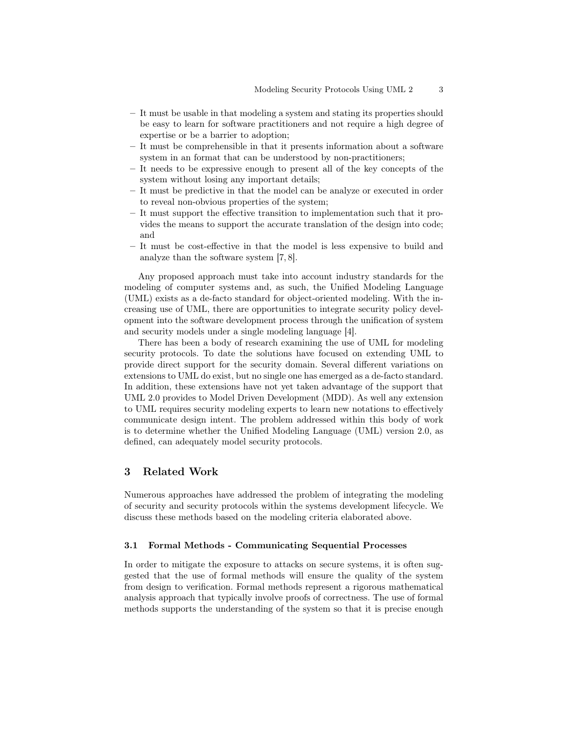- It must be usable in that modeling a system and stating its properties should be easy to learn for software practitioners and not require a high degree of expertise or be a barrier to adoption;
- It must be comprehensible in that it presents information about a software system in an format that can be understood by non-practitioners;
- It needs to be expressive enough to present all of the key concepts of the system without losing any important details;
- It must be predictive in that the model can be analyze or executed in order to reveal non-obvious properties of the system;
- It must support the effective transition to implementation such that it provides the means to support the accurate translation of the design into code; and
- It must be cost-effective in that the model is less expensive to build and analyze than the software system [7, 8].

Any proposed approach must take into account industry standards for the modeling of computer systems and, as such, the Unified Modeling Language (UML) exists as a de-facto standard for object-oriented modeling. With the increasing use of UML, there are opportunities to integrate security policy development into the software development process through the unification of system and security models under a single modeling language [4].

There has been a body of research examining the use of UML for modeling security protocols. To date the solutions have focused on extending UML to provide direct support for the security domain. Several different variations on extensions to UML do exist, but no single one has emerged as a de-facto standard. In addition, these extensions have not yet taken advantage of the support that UML 2.0 provides to Model Driven Development (MDD). As well any extension to UML requires security modeling experts to learn new notations to effectively communicate design intent. The problem addressed within this body of work is to determine whether the Unified Modeling Language (UML) version 2.0, as defined, can adequately model security protocols.

## 3 Related Work

Numerous approaches have addressed the problem of integrating the modeling of security and security protocols within the systems development lifecycle. We discuss these methods based on the modeling criteria elaborated above.

### 3.1 Formal Methods - Communicating Sequential Processes

In order to mitigate the exposure to attacks on secure systems, it is often suggested that the use of formal methods will ensure the quality of the system from design to verification. Formal methods represent a rigorous mathematical analysis approach that typically involve proofs of correctness. The use of formal methods supports the understanding of the system so that it is precise enough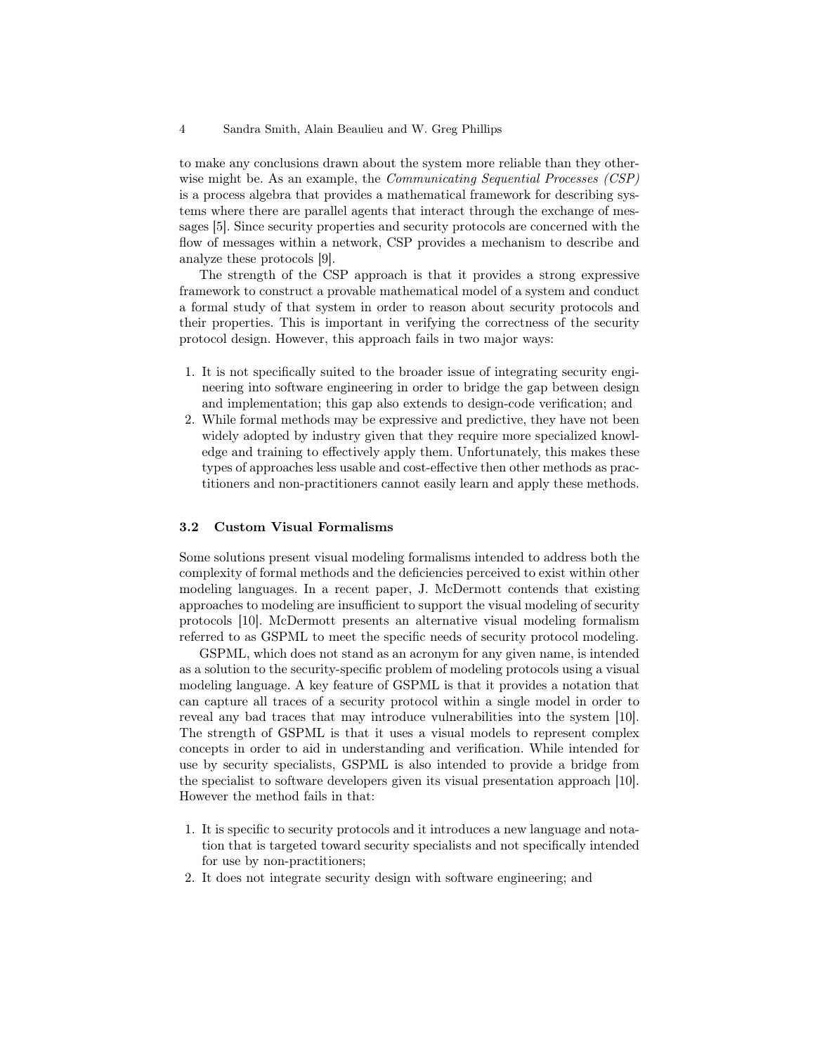to make any conclusions drawn about the system more reliable than they otherwise might be. As an example, the *Communicating Sequential Processes (CSP)* is a process algebra that provides a mathematical framework for describing systems where there are parallel agents that interact through the exchange of messages [5]. Since security properties and security protocols are concerned with the flow of messages within a network, CSP provides a mechanism to describe and analyze these protocols [9].

The strength of the CSP approach is that it provides a strong expressive framework to construct a provable mathematical model of a system and conduct a formal study of that system in order to reason about security protocols and their properties. This is important in verifying the correctness of the security protocol design. However, this approach fails in two major ways:

1. It is not specifically suited to the broader issue of integrating security engineering into software engineering in order to bridge the gap between design and implementation; this gap also extends to design-code verification; and
2. While formal methods may be expressive and predictive, they have not been widely adopted by industry given that they require more specialized knowledge and training to effectively apply them. Unfortunately, this makes these types of approaches less usable and cost-effective then other methods as practitioners and non-practitioners cannot easily learn and apply these methods.

### 3.2 Custom Visual Formalisms

Some solutions present visual modeling formalisms intended to address both the complexity of formal methods and the deficiencies perceived to exist within other modeling languages. In a recent paper, J. McDermott contends that existing approaches to modeling are insufficient to support the visual modeling of security protocols [10]. McDermott presents an alternative visual modeling formalism referred to as GSPML to meet the specific needs of security protocol modeling.

GSPML, which does not stand as an acronym for any given name, is intended as a solution to the security-specific problem of modeling protocols using a visual modeling language. A key feature of GSPML is that it provides a notation that can capture all traces of a security protocol within a single model in order to reveal any bad traces that may introduce vulnerabilities into the system [10]. The strength of GSPML is that it uses a visual models to represent complex concepts in order to aid in understanding and verification. While intended for use by security specialists, GSPML is also intended to provide a bridge from the specialist to software developers given its visual presentation approach [10]. However the method fails in that:

1. It is specific to security protocols and it introduces a new language and notation that is targeted toward security specialists and not specifically intended for use by non-practitioners;
2. It does not integrate security design with software engineering; and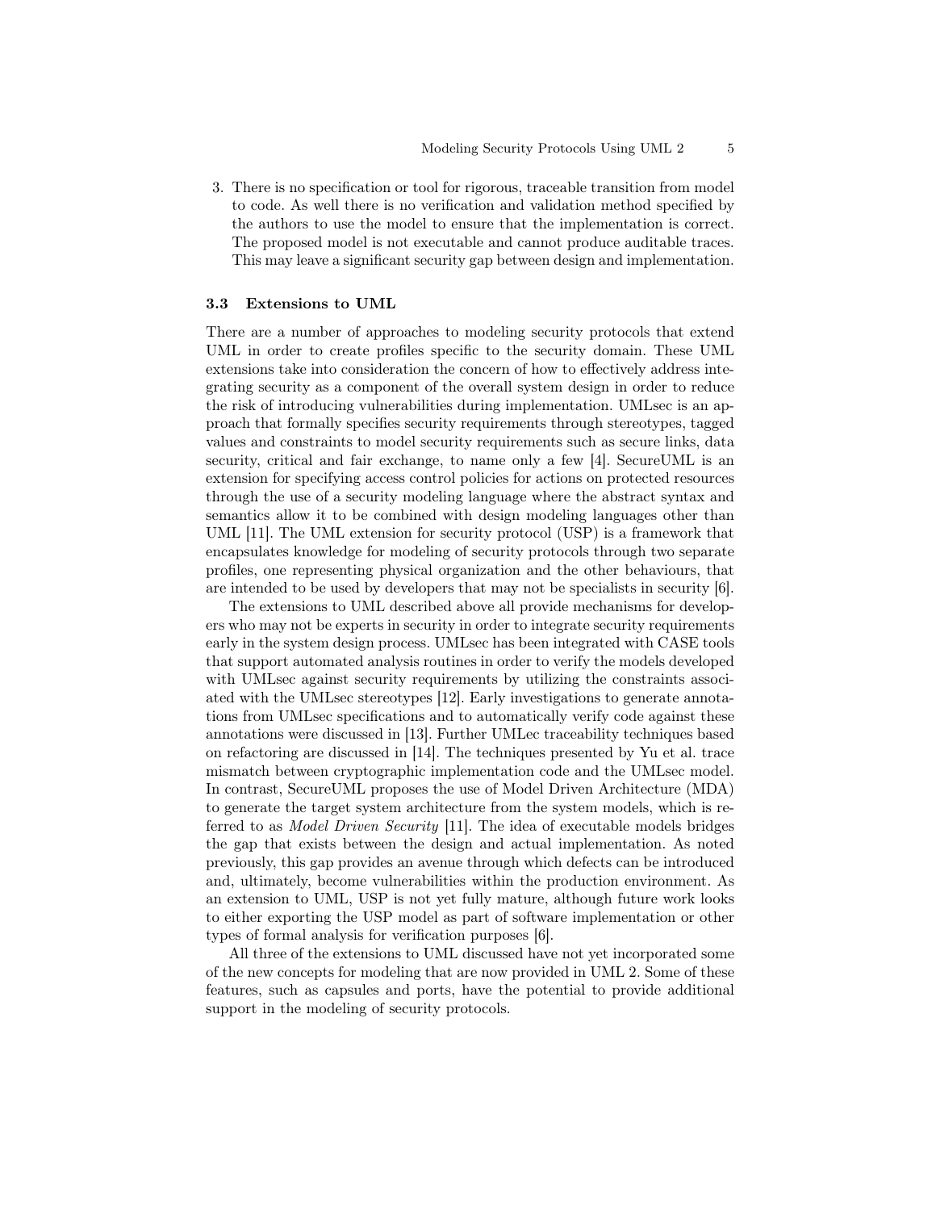3. There is no specification or tool for rigorous, traceable transition from model to code. As well there is no verification and validation method specified by the authors to use the model to ensure that the implementation is correct. The proposed model is not executable and cannot produce auditable traces. This may leave a significant security gap between design and implementation.

### 3.3 Extensions to UML

There are a number of approaches to modeling security protocols that extend UML in order to create profiles specific to the security domain. These UML extensions take into consideration the concern of how to effectively address integrating security as a component of the overall system design in order to reduce the risk of introducing vulnerabilities during implementation. UMLsec is an approach that formally specifies security requirements through stereotypes, tagged values and constraints to model security requirements such as secure links, data security, critical and fair exchange, to name only a few [4]. SecureUML is an extension for specifying access control policies for actions on protected resources through the use of a security modeling language where the abstract syntax and semantics allow it to be combined with design modeling languages other than UML [11]. The UML extension for security protocol (USP) is a framework that encapsulates knowledge for modeling of security protocols through two separate profiles, one representing physical organization and the other behaviours, that are intended to be used by developers that may not be specialists in security [6].

The extensions to UML described above all provide mechanisms for developers who may not be experts in security in order to integrate security requirements early in the system design process. UMLsec has been integrated with CASE tools that support automated analysis routines in order to verify the models developed with UMLsec against security requirements by utilizing the constraints associated with the UMLsec stereotypes [12]. Early investigations to generate annotations from UMLsec specifications and to automatically verify code against these annotations were discussed in [13]. Further UMLec traceability techniques based on refactoring are discussed in [14]. The techniques presented by Yu et al. trace mismatch between cryptographic implementation code and the UMLsec model. In contrast, SecureUML proposes the use of Model Driven Architecture (MDA) to generate the target system architecture from the system models, which is referred to as *Model Driven Security* [11]. The idea of executable models bridges the gap that exists between the design and actual implementation. As noted previously, this gap provides an avenue through which defects can be introduced and, ultimately, become vulnerabilities within the production environment. As an extension to UML, USP is not yet fully mature, although future work looks to either exporting the USP model as part of software implementation or other types of formal analysis for verification purposes [6].

All three of the extensions to UML discussed have not yet incorporated some of the new concepts for modeling that are now provided in UML 2. Some of these features, such as capsules and ports, have the potential to provide additional support in the modeling of security protocols.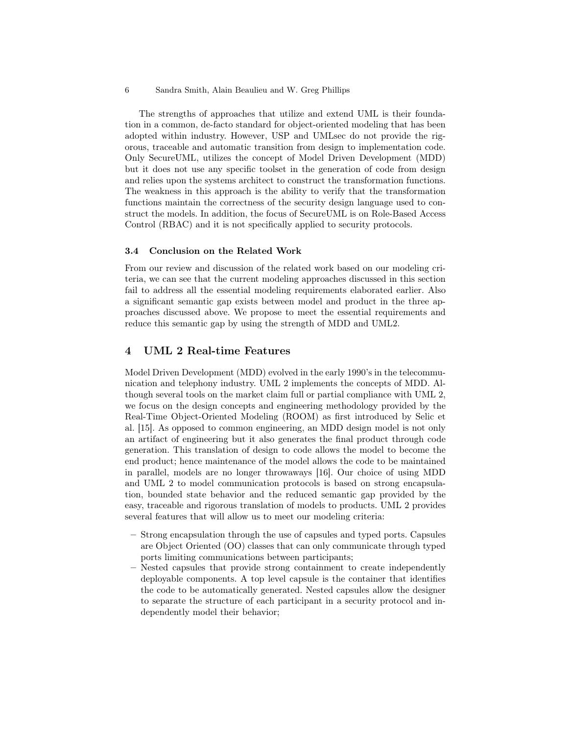The strengths of approaches that utilize and extend UML is their foundation in a common, de-facto standard for object-oriented modeling that has been adopted within industry. However, USP and UMLsec do not provide the rigorous, traceable and automatic transition from design to implementation code. Only SecureUML, utilizes the concept of Model Driven Development (MDD) but it does not use any specific toolset in the generation of code from design and relies upon the systems architect to construct the transformation functions. The weakness in this approach is the ability to verify that the transformation functions maintain the correctness of the security design language used to construct the models. In addition, the focus of SecureUML is on Role-Based Access Control (RBAC) and it is not specifically applied to security protocols.

### 3.4 Conclusion on the Related Work

From our review and discussion of the related work based on our modeling criteria, we can see that the current modeling approaches discussed in this section fail to address all the essential modeling requirements elaborated earlier. Also a significant semantic gap exists between model and product in the three approaches discussed above. We propose to meet the essential requirements and reduce this semantic gap by using the strength of MDD and UML2.

## 4 UML 2 Real-time Features

Model Driven Development (MDD) evolved in the early 1990's in the telecommunication and telephony industry. UML 2 implements the concepts of MDD. Although several tools on the market claim full or partial compliance with UML 2, we focus on the design concepts and engineering methodology provided by the Real-Time Object-Oriented Modeling (ROOM) as first introduced by Selic et al. [15]. As opposed to common engineering, an MDD design model is not only an artifact of engineering but it also generates the final product through code generation. This translation of design to code allows the model to become the end product; hence maintenance of the model allows the code to be maintained in parallel, models are no longer throwaways [16]. Our choice of using MDD and UML 2 to model communication protocols is based on strong encapsulation, bounded state behavior and the reduced semantic gap provided by the easy, traceable and rigorous translation of models to products. UML 2 provides several features that will allow us to meet our modeling criteria:

- Strong encapsulation through the use of capsules and typed ports. Capsules are Object Oriented (OO) classes that can only communicate through typed ports limiting communications between participants;
- Nested capsules that provide strong containment to create independently deployable components. A top level capsule is the container that identifies the code to be automatically generated. Nested capsules allow the designer to separate the structure of each participant in a security protocol and independently model their behavior;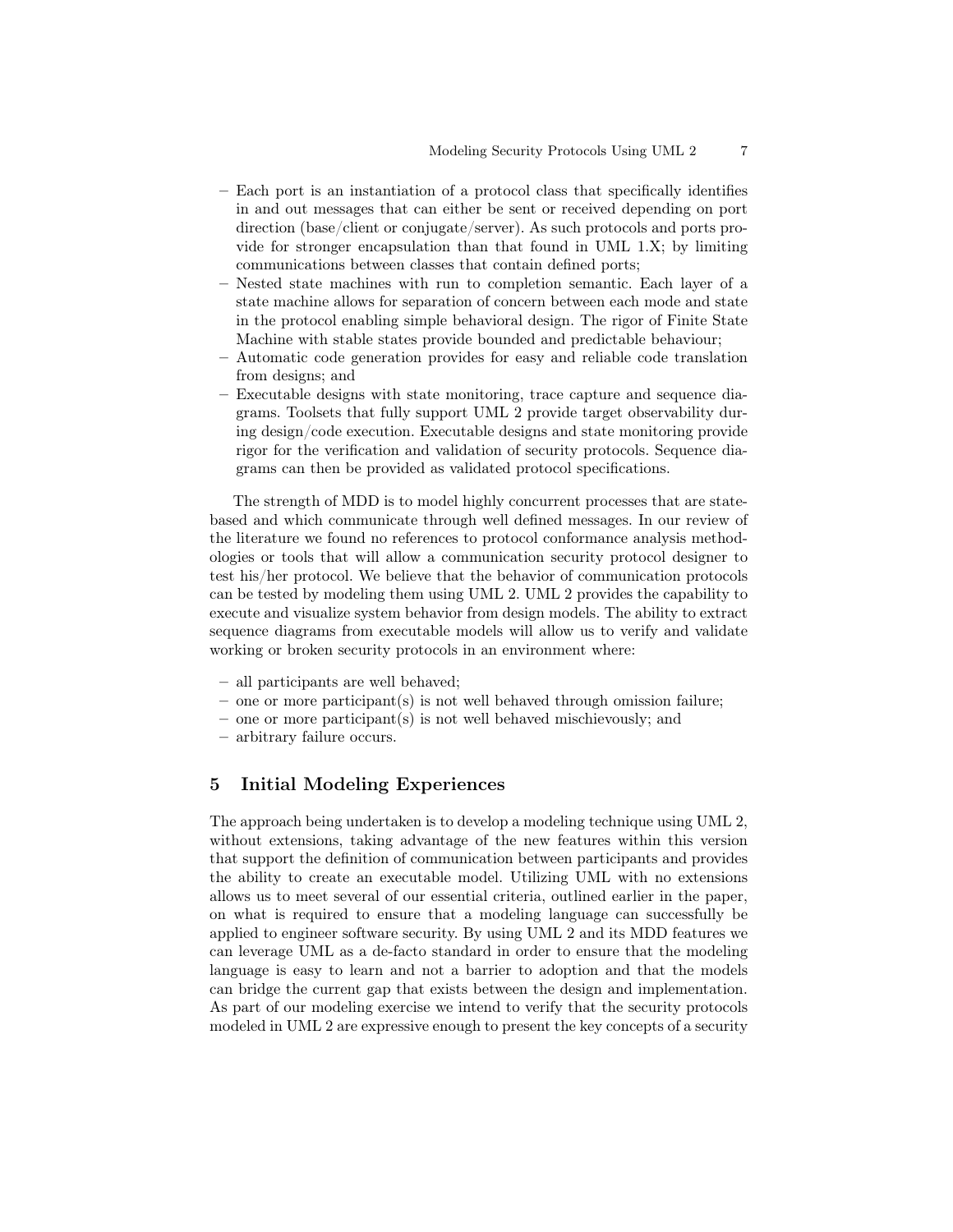- Each port is an instantiation of a protocol class that specifically identifies in and out messages that can either be sent or received depending on port direction (base/client or conjugate/server). As such protocols and ports provide for stronger encapsulation than that found in UML 1.X; by limiting communications between classes that contain defined ports;
- Nested state machines with run to completion semantic. Each layer of a state machine allows for separation of concern between each mode and state in the protocol enabling simple behavioral design. The rigor of Finite State Machine with stable states provide bounded and predictable behaviour;
- Automatic code generation provides for easy and reliable code translation from designs; and
- Executable designs with state monitoring, trace capture and sequence diagrams. Toolsets that fully support UML 2 provide target observability during design/code execution. Executable designs and state monitoring provide rigor for the verification and validation of security protocols. Sequence diagrams can then be provided as validated protocol specifications.

The strength of MDD is to model highly concurrent processes that are state-based and which communicate through well defined messages. In our review of the literature we found no references to protocol conformance analysis methodologies or tools that will allow a communication security protocol designer to test his/her protocol. We believe that the behavior of communication protocols can be tested by modeling them using UML 2. UML 2 provides the capability to execute and visualize system behavior from design models. The ability to extract sequence diagrams from executable models will allow us to verify and validate working or broken security protocols in an environment where:

- all participants are well behaved;
- one or more participant(s) is not well behaved through omission failure;
- one or more participant(s) is not well behaved mischievously; and
- arbitrary failure occurs.

## 5 Initial Modeling Experiences

The approach being undertaken is to develop a modeling technique using UML 2, without extensions, taking advantage of the new features within this version that support the definition of communication between participants and provides the ability to create an executable model. Utilizing UML with no extensions allows us to meet several of our essential criteria, outlined earlier in the paper, on what is required to ensure that a modeling language can successfully be applied to engineer software security. By using UML 2 and its MDD features we can leverage UML as a de-facto standard in order to ensure that the modeling language is easy to learn and not a barrier to adoption and that the models can bridge the current gap that exists between the design and implementation. As part of our modeling exercise we intend to verify that the security protocols modeled in UML 2 are expressive enough to present the key concepts of a security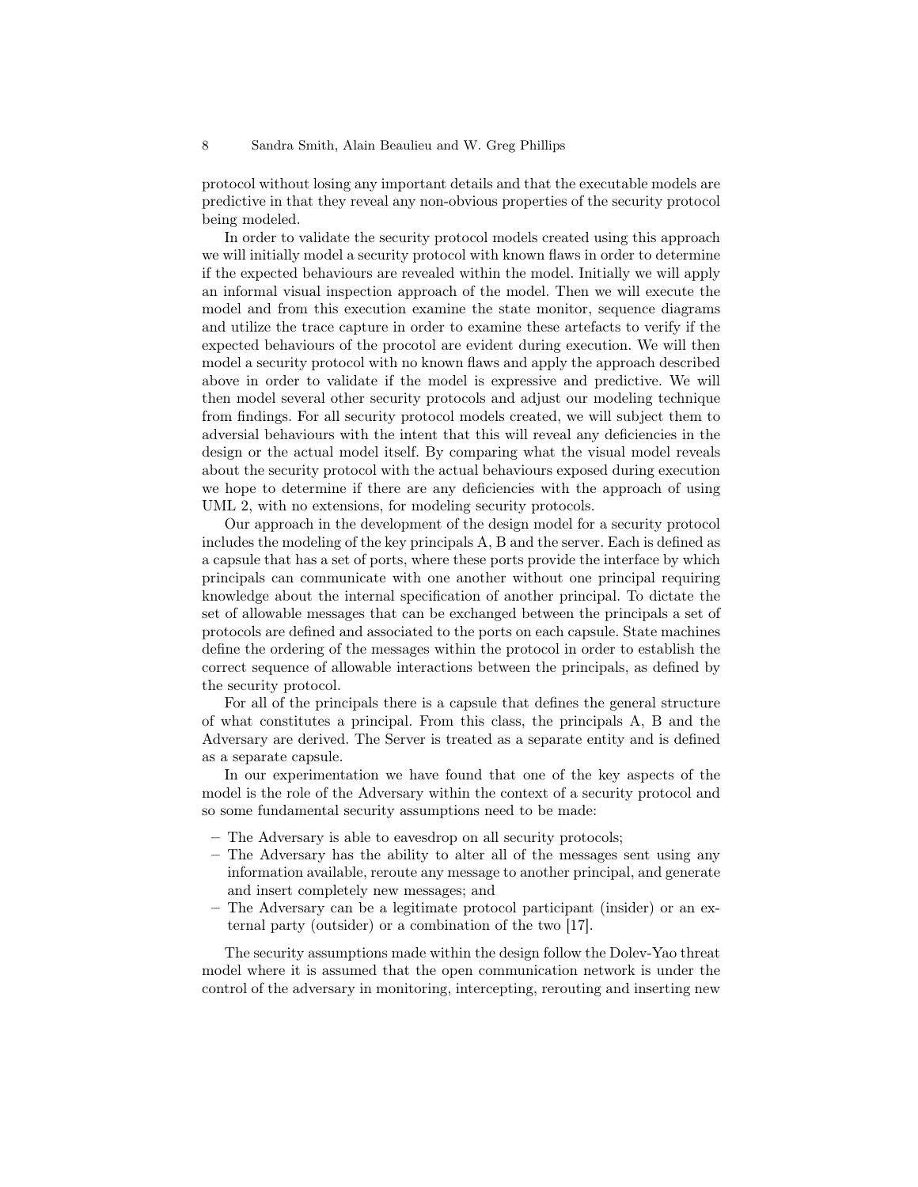protocol without losing any important details and that the executable models are predictive in that they reveal any non-obvious properties of the security protocol being modeled.

In order to validate the security protocol models created using this approach we will initially model a security protocol with known flaws in order to determine if the expected behaviours are revealed within the model. Initially we will apply an informal visual inspection approach of the model. Then we will execute the model and from this execution examine the state monitor, sequence diagrams and utilize the trace capture in order to examine these artefacts to verify if the expected behaviours of the procotol are evident during execution. We will then model a security protocol with no known flaws and apply the approach described above in order to validate if the model is expressive and predictive. We will then model several other security protocols and adjust our modeling technique from findings. For all security protocol models created, we will subject them to adversial behaviours with the intent that this will reveal any deficiencies in the design or the actual model itself. By comparing what the visual model reveals about the security protocol with the actual behaviours exposed during execution we hope to determine if there are any deficiencies with the approach of using UML 2, with no extensions, for modeling security protocols.

Our approach in the development of the design model for a security protocol includes the modeling of the key principals A, B and the server. Each is defined as a capsule that has a set of ports, where these ports provide the interface by which principals can communicate with one another without one principal requiring knowledge about the internal specification of another principal. To dictate the set of allowable messages that can be exchanged between the principals a set of protocols are defined and associated to the ports on each capsule. State machines define the ordering of the messages within the protocol in order to establish the correct sequence of allowable interactions between the principals, as defined by the security protocol.

For all of the principals there is a capsule that defines the general structure of what constitutes a principal. From this class, the principals A, B and the Adversary are derived. The Server is treated as a separate entity and is defined as a separate capsule.

In our experimentation we have found that one of the key aspects of the model is the role of the Adversary within the context of a security protocol and so some fundamental security assumptions need to be made:

- The Adversary is able to eavesdrop on all security protocols;
- The Adversary has the ability to alter all of the messages sent using any information available, reroute any message to another principal, and generate and insert completely new messages; and
- The Adversary can be a legitimate protocol participant (insider) or an external party (outsider) or a combination of the two [17].

The security assumptions made within the design follow the Dolev-Yao threat model where it is assumed that the open communication network is under the control of the adversary in monitoring, intercepting, rerouting and inserting new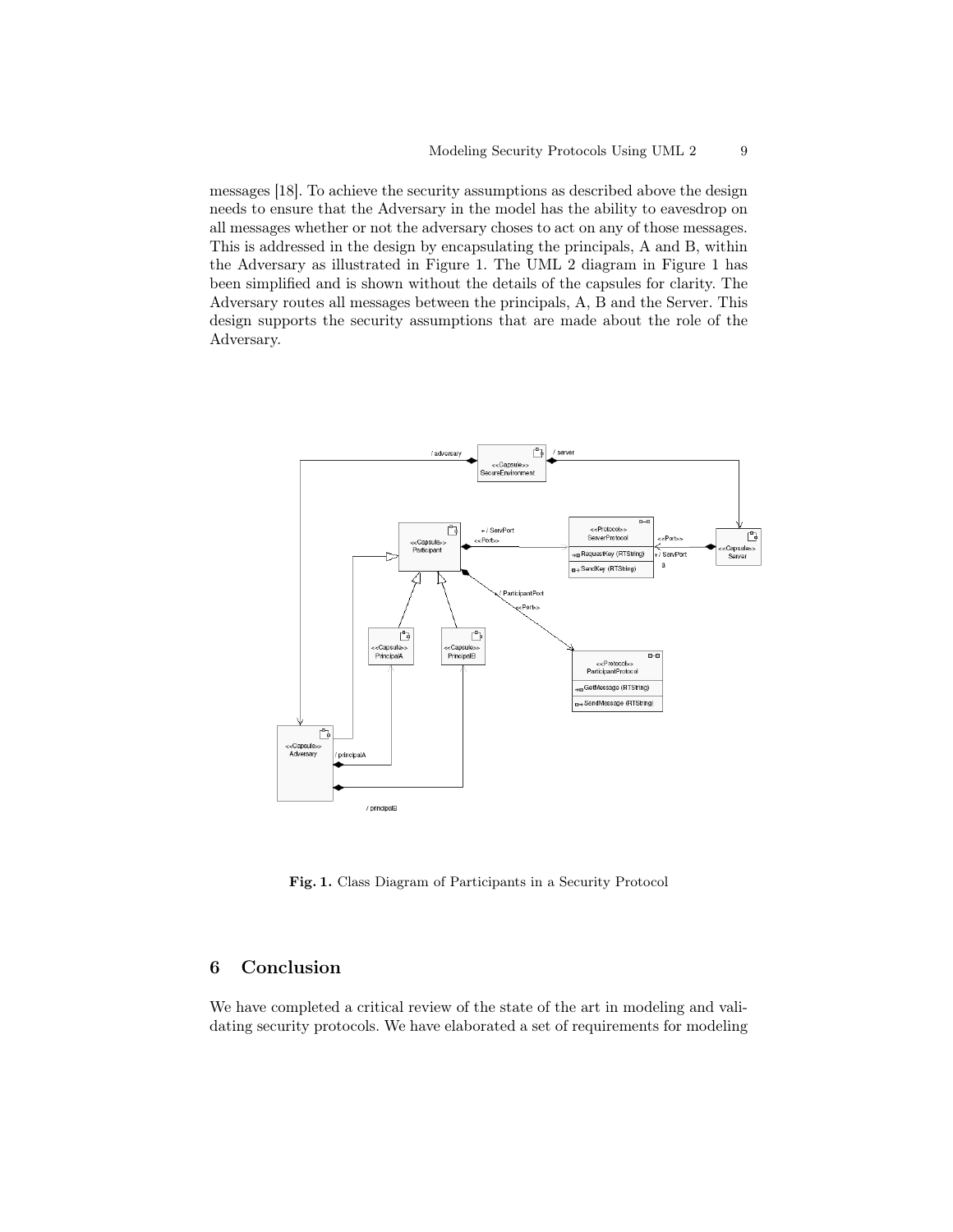messages [18]. To achieve the security assumptions as described above the design needs to ensure that the Adversary in the model has the ability to eavesdrop on all messages whether or not the adversary choses to act on any of those messages. This is addressed in the design by encapsulating the principals, A and B, within the Adversary as illustrated in Figure 1. The UML 2 diagram in Figure 1 has been simplified and is shown without the details of the capsules for clarity. The Adversary routes all messages between the principals, A, B and the Server. This design supports the security assumptions that are made about the role of the Adversary.

**Fig. 1.** Class Diagram of Participants in a Security Protocol

## 6 Conclusion

We have completed a critical review of the state of the art in modeling and validating security protocols. We have elaborated a set of requirements for modeling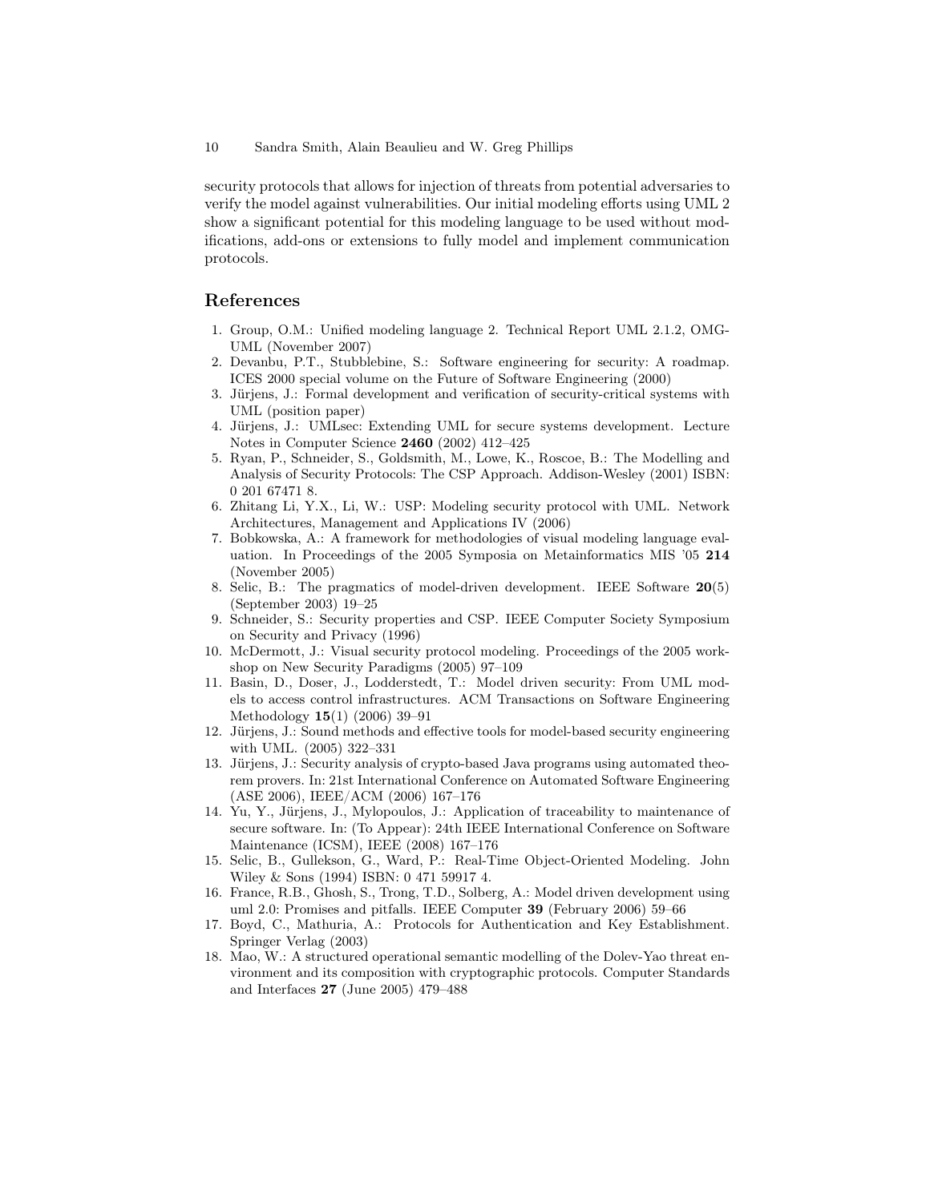security protocols that allows for injection of threats from potential adversaries to verify the model against vulnerabilities. Our initial modeling efforts using UML 2 show a significant potential for this modeling language to be used without modifications, add-ons or extensions to fully model and implement communication protocols.

## References

1. Group, O.M.: Unified modeling language 2. Technical Report UML 2.1.2, OMG-UML (November 2007)
2. Devanbu, P.T., Stubblebine, S.: Software engineering for security: A roadmap. ICES 2000 special volume on the Future of Software Engineering (2000)
3. Jürjens, J.: Formal development and verification of security-critical systems with UML (position paper)
4. Jürjens, J.: UMLsec: Extending UML for secure systems development. Lecture Notes in Computer Science **2460** (2002) 412–425
5. Ryan, P., Schneider, S., Goldsmith, M., Lowe, K., Roscoe, B.: The Modelling and Analysis of Security Protocols: The CSP Approach. Addison-Wesley (2001) ISBN: 0 201 67471 8.
6. Zhitang Li, Y.X., Li, W.: USP: Modeling security protocol with UML. Network Architectures, Management and Applications IV (2006)
7. Bobkowska, A.: A framework for methodologies of visual modeling language evaluation. In Proceedings of the 2005 Symposia on Metainformatics MIS '05 **214** (November 2005)
8. Selic, B.: The pragmatics of model-driven development. IEEE Software **20**(5) (September 2003) 19–25
9. Schneider, S.: Security properties and CSP. IEEE Computer Society Symposium on Security and Privacy (1996)
10. McDermott, J.: Visual security protocol modeling. Proceedings of the 2005 workshop on New Security Paradigms (2005) 97–109
11. Basin, D., Doser, J., Lodderstedt, T.: Model driven security: From UML models to access control infrastructures. ACM Transactions on Software Engineering Methodology **15**(1) (2006) 39–91
12. Jürjens, J.: Sound methods and effective tools for model-based security engineering with UML. (2005) 322–331
13. Jürjens, J.: Security analysis of crypto-based Java programs using automated theorem provers. In: 21st International Conference on Automated Software Engineering (ASE 2006), IEEE/ACM (2006) 167–176
14. Yu, Y., Jürjens, J., Mylopoulos, J.: Application of traceability to maintenance of secure software. In: (To Appear): 24th IEEE International Conference on Software Maintenance (ICSM), IEEE (2008) 167–176
15. Selic, B., Gullekson, G., Ward, P.: Real-Time Object-Oriented Modeling. John Wiley & Sons (1994) ISBN: 0 471 59917 4.
16. France, R.B., Ghosh, S., Trong, T.D., Solberg, A.: Model driven development using uml 2.0: Promises and pitfalls. IEEE Computer **39** (February 2006) 59–66
17. Boyd, C., Mathuria, A.: Protocols for Authentication and Key Establishment. Springer Verlag (2003)
18. Mao, W.: A structured operational semantic modelling of the Dolev-Yao threat environment and its composition with cryptographic protocols. Computer Standards and Interfaces **27** (June 2005) 479–488